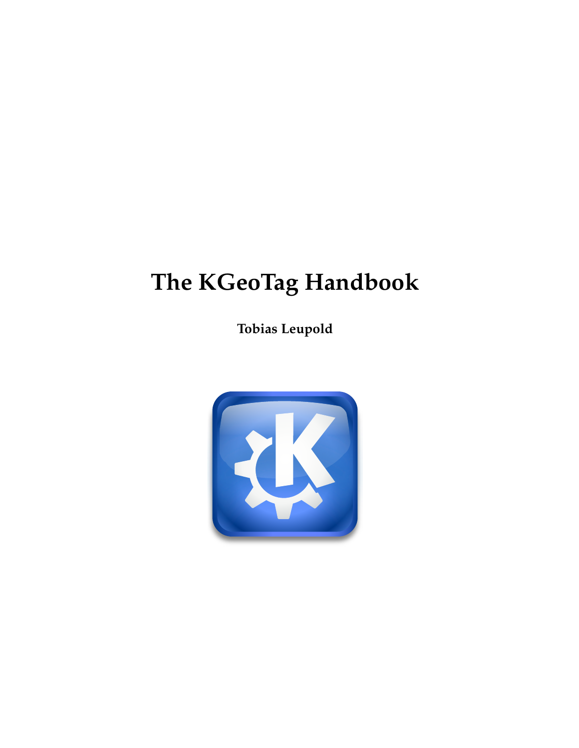# The KGeoTag Handbook

**Tobias Leupold**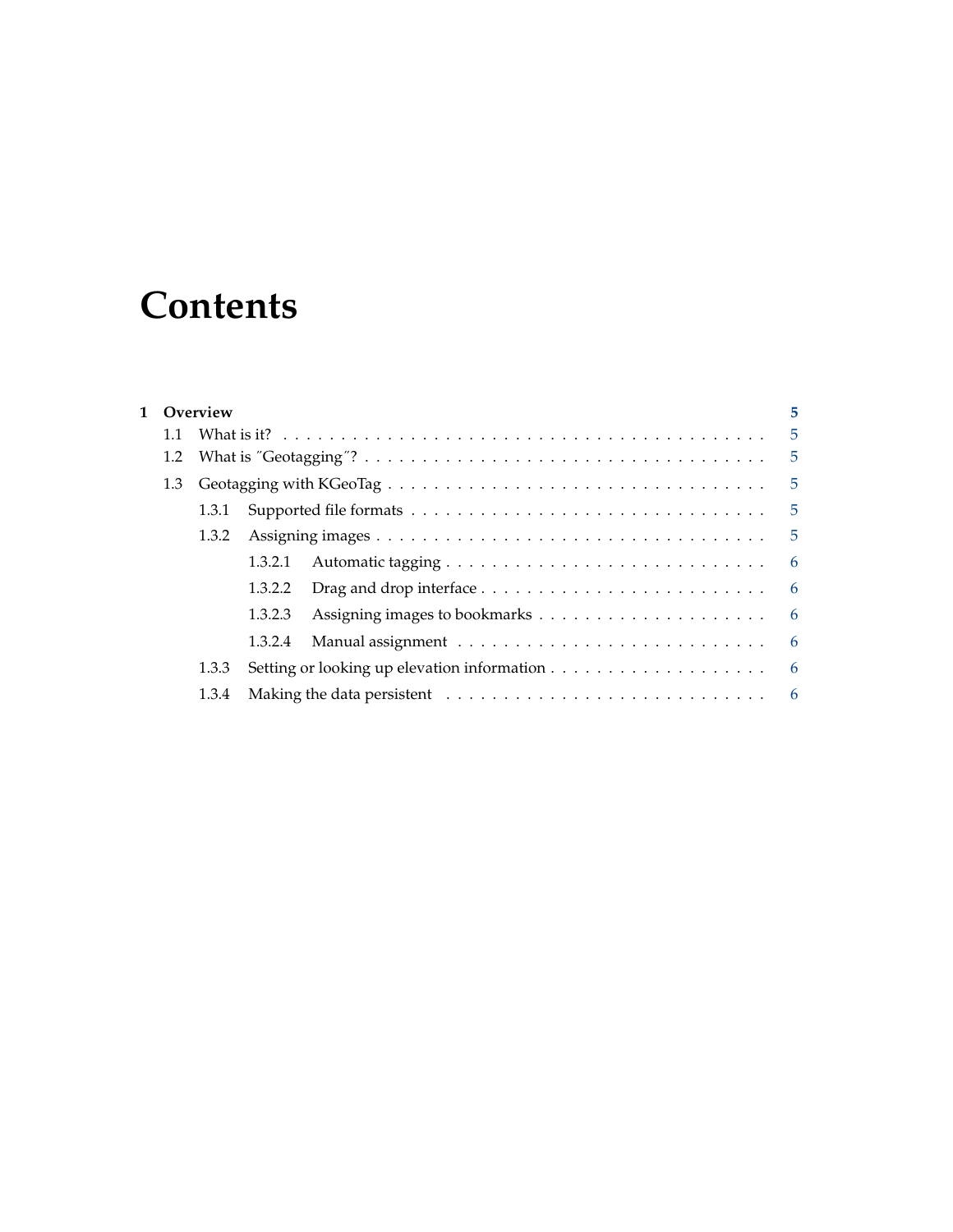# Contents

**1 Overview** **5**

- 1.1 What is it? . . . . . . . . . . . . . . . . . . . . . . . . . . . . . . . . . . . . . . . . 5
- 1.2 What is ″Geotagging″? . . . . . . . . . . . . . . . . . . . . . . . . . . . . . . . . . . 5
- 1.3 Geotagging with KGeoTag . . . . . . . . . . . . . . . . . . . . . . . . . . . . . . . 5
  - 1.3.1 Supported file formats . . . . . . . . . . . . . . . . . . . . . . . . . . . . . 5
  - 1.3.2 Assigning images . . . . . . . . . . . . . . . . . . . . . . . . . . . . . . . . 5
    - 1.3.2.1 Automatic tagging . . . . . . . . . . . . . . . . . . . . . . . . . . 6
    - 1.3.2.2 Drag and drop interface . . . . . . . . . . . . . . . . . . . . . . . 6
    - 1.3.2.3 Assigning images to bookmarks . . . . . . . . . . . . . . . . . . . 6
    - 1.3.2.4 Manual assignment . . . . . . . . . . . . . . . . . . . . . . . . . . 6
  - 1.3.3 Setting or looking up elevation information . . . . . . . . . . . . . . . . . . 6
  - 1.3.4 Making the data persistent . . . . . . . . . . . . . . . . . . . . . . . . . . 6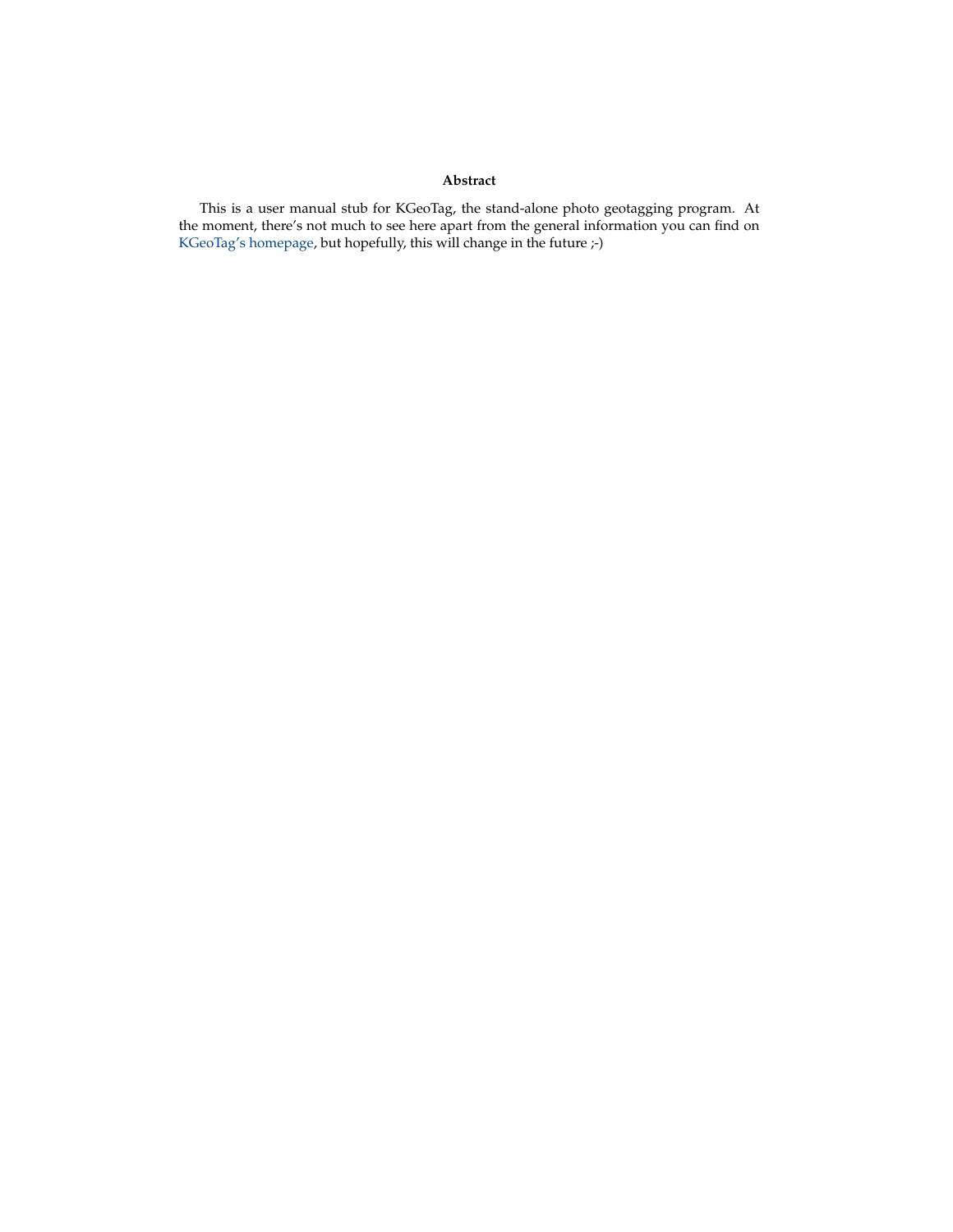**Abstract**

This is a user manual stub for KGeoTag, the stand-alone photo geotagging program. At the moment, there's not much to see here apart from the general information you can find on KGeoTag's homepage, but hopefully, this will change in the future ;-)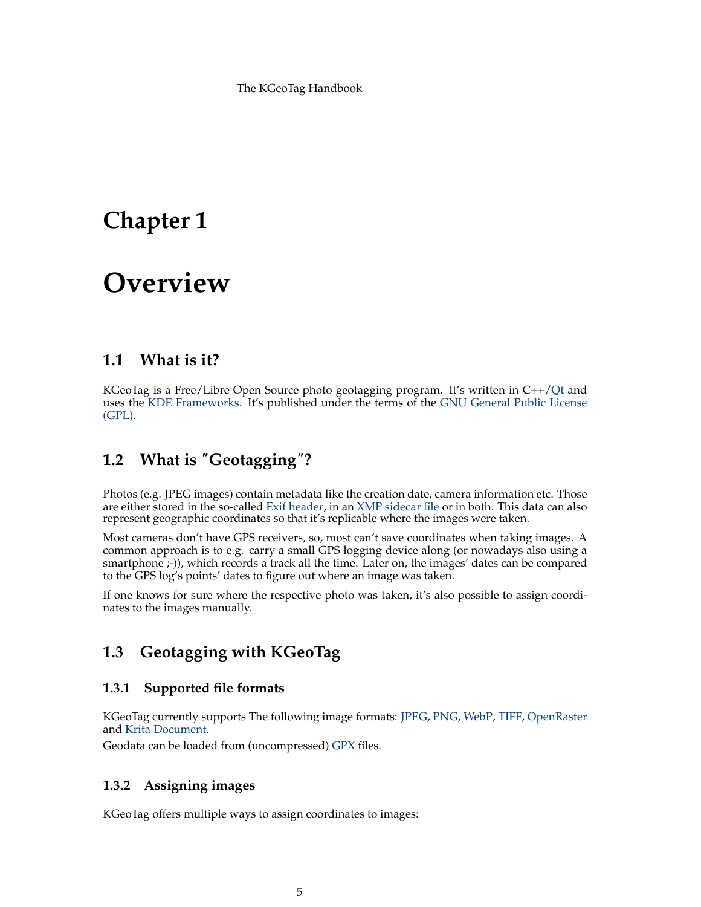# Chapter 1

# Overview

## 1.1 What is it?

KGeoTag is a Free/Libre Open Source photo geotagging program. It's written in C++/Qt and uses the KDE Frameworks. It's published under the terms of the GNU General Public License (GPL).

## 1.2 What is "Geotagging"?

Photos (e.g. JPEG images) contain metadata like the creation date, camera information etc. Those are either stored in the so-called Exif header, in an XMP sidecar file or in both. This data can also represent geographic coordinates so that it's replicable where the images were taken.

Most cameras don't have GPS receivers, so, most can't save coordinates when taking images. A common approach is to e.g. carry a small GPS logging device along (or nowadays also using a smartphone ;-)), which records a track all the time. Later on, the images' dates can be compared to the GPS log's points' dates to figure out where an image was taken.

If one knows for sure where the respective photo was taken, it's also possible to assign coordinates to the images manually.

## 1.3 Geotagging with KGeoTag

### 1.3.1 Supported file formats

KGeoTag currently supports The following image formats: JPEG, PNG, WebP, TIFF, OpenRaster and Krita Document.

Geodata can be loaded from (uncompressed) GPX files.

### 1.3.2 Assigning images

KGeoTag offers multiple ways to assign coordinates to images: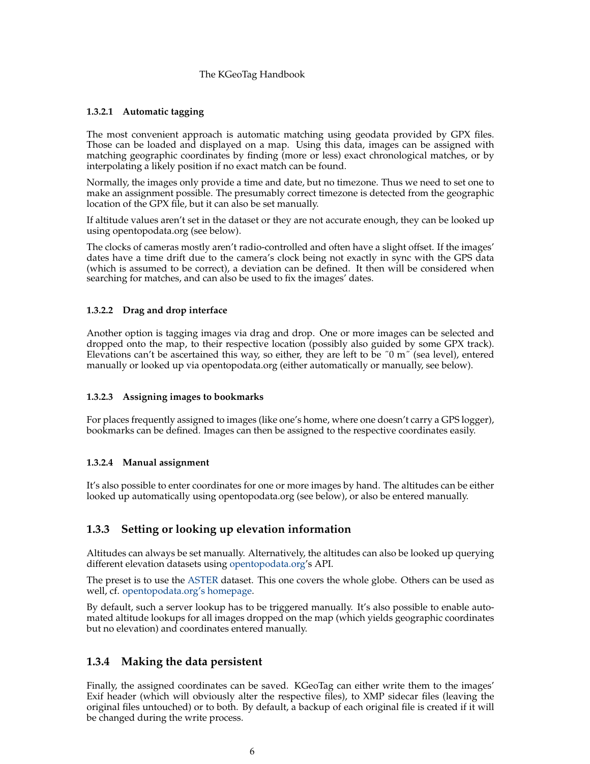#### 1.3.2.1 Automatic tagging

The most convenient approach is automatic matching using geodata provided by GPX files. Those can be loaded and displayed on a map. Using this data, images can be assigned with matching geographic coordinates by finding (more or less) exact chronological matches, or by interpolating a likely position if no exact match can be found.

Normally, the images only provide a time and date, but no timezone. Thus we need to set one to make an assignment possible. The presumably correct timezone is detected from the geographic location of the GPX file, but it can also be set manually.

If altitude values aren't set in the dataset or they are not accurate enough, they can be looked up using opentopodata.org (see below).

The clocks of cameras mostly aren't radio-controlled and often have a slight offset. If the images' dates have a time drift due to the camera's clock being not exactly in sync with the GPS data (which is assumed to be correct), a deviation can be defined. It then will be considered when searching for matches, and can also be used to fix the images' dates.

#### 1.3.2.2 Drag and drop interface

Another option is tagging images via drag and drop. One or more images can be selected and dropped onto the map, to their respective location (possibly also guided by some GPX track). Elevations can't be ascertained this way, so either, they are left to be "0 m" (sea level), entered manually or looked up via opentopodata.org (either automatically or manually, see below).

#### 1.3.2.3 Assigning images to bookmarks

For places frequently assigned to images (like one's home, where one doesn't carry a GPS logger), bookmarks can be defined. Images can then be assigned to the respective coordinates easily.

#### 1.3.2.4 Manual assignment

It's also possible to enter coordinates for one or more images by hand. The altitudes can be either looked up automatically using opentopodata.org (see below), or also be entered manually.

### 1.3.3 Setting or looking up elevation information

Altitudes can always be set manually. Alternatively, the altitudes can also be looked up querying different elevation datasets using opentopodata.org's API.

The preset is to use the ASTER dataset. This one covers the whole globe. Others can be used as well, cf. opentopodata.org's homepage.

By default, such a server lookup has to be triggered manually. It's also possible to enable automated altitude lookups for all images dropped on the map (which yields geographic coordinates but no elevation) and coordinates entered manually.

### 1.3.4 Making the data persistent

Finally, the assigned coordinates can be saved. KGeoTag can either write them to the images' Exif header (which will obviously alter the respective files), to XMP sidecar files (leaving the original files untouched) or to both. By default, a backup of each original file is created if it will be changed during the write process.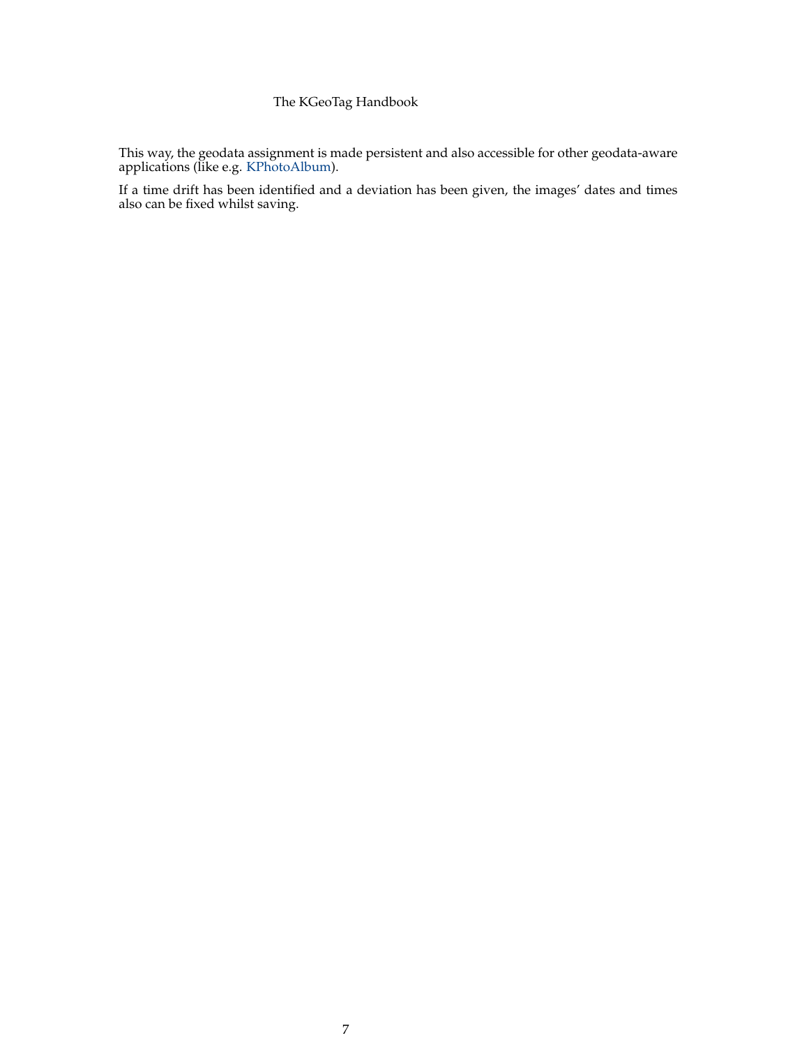This way, the geodata assignment is made persistent and also accessible for other geodata-aware applications (like e.g. KPhotoAlbum).

If a time drift has been identified and a deviation has been given, the images' dates and times also can be fixed whilst saving.